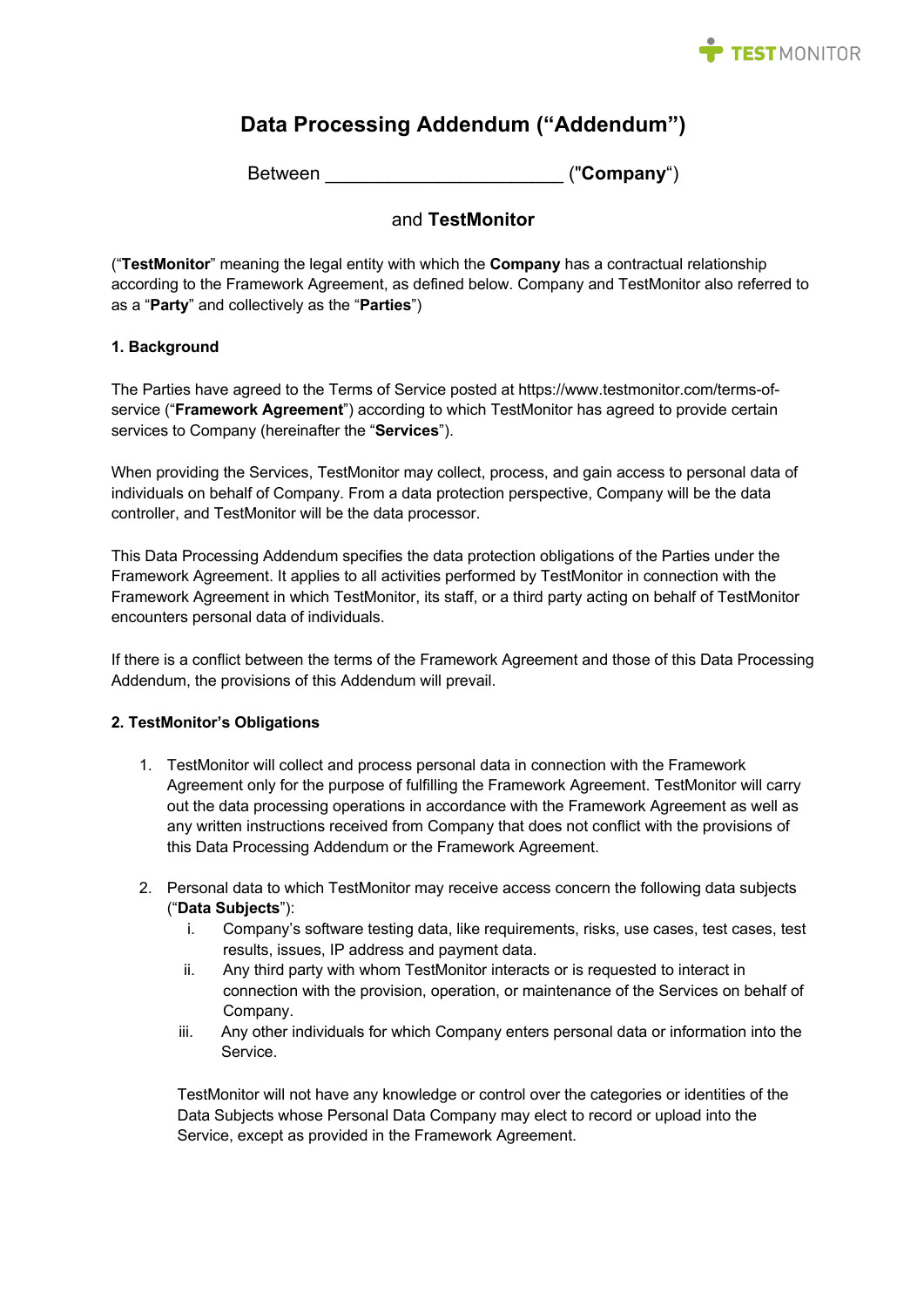# Data Processing Addendum (“Addendum”)

Between ______________________ ("**Company**“)

and **TestMonitor**

(“**TestMonitor**” meaning the legal entity with which the **Company** has a contractual relationship according to the Framework Agreement, as defined below. Company and TestMonitor also referred to as a “**Party**” and collectively as the “**Parties**”)

**1. Background**

The Parties have agreed to the Terms of Service posted at https://www.testmonitor.com/terms-of-service (“**Framework Agreement**”) according to which TestMonitor has agreed to provide certain services to Company (hereinafter the “**Services**”).

When providing the Services, TestMonitor may collect, process, and gain access to personal data of individuals on behalf of Company. From a data protection perspective, Company will be the data controller, and TestMonitor will be the data processor.

This Data Processing Addendum specifies the data protection obligations of the Parties under the Framework Agreement. It applies to all activities performed by TestMonitor in connection with the Framework Agreement in which TestMonitor, its staff, or a third party acting on behalf of TestMonitor encounters personal data of individuals.

If there is a conflict between the terms of the Framework Agreement and those of this Data Processing Addendum, the provisions of this Addendum will prevail.

**2. TestMonitor’s Obligations**

1. TestMonitor will collect and process personal data in connection with the Framework Agreement only for the purpose of fulfilling the Framework Agreement. TestMonitor will carry out the data processing operations in accordance with the Framework Agreement as well as any written instructions received from Company that does not conflict with the provisions of this Data Processing Addendum or the Framework Agreement.

2. Personal data to which TestMonitor may receive access concern the following data subjects (“**Data Subjects**”):
   i. Company’s software testing data, like requirements, risks, use cases, test cases, test results, issues, IP address and payment data.
   ii. Any third party with whom TestMonitor interacts or is requested to interact in connection with the provision, operation, or maintenance of the Services on behalf of Company.
   iii. Any other individuals for which Company enters personal data or information into the Service.

   TestMonitor will not have any knowledge or control over the categories or identities of the Data Subjects whose Personal Data Company may elect to record or upload into the Service, except as provided in the Framework Agreement.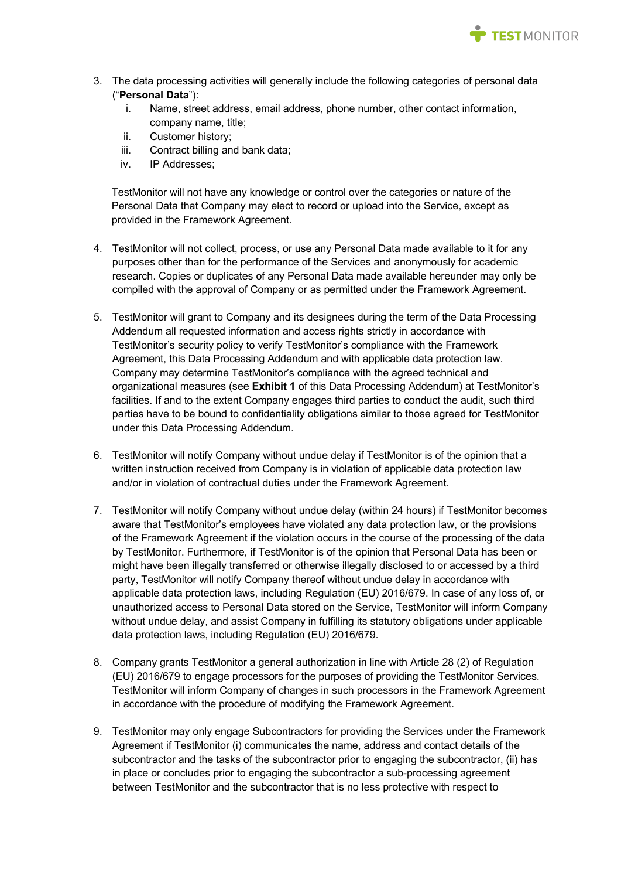3. The data processing activities will generally include the following categories of personal data ("**Personal Data**"):
    i. Name, street address, email address, phone number, other contact information, company name, title;
    ii. Customer history;
    iii. Contract billing and bank data;
    iv. IP Addresses;

   TestMonitor will not have any knowledge or control over the categories or nature of the Personal Data that Company may elect to record or upload into the Service, except as provided in the Framework Agreement.

4. TestMonitor will not collect, process, or use any Personal Data made available to it for any purposes other than for the performance of the Services and anonymously for academic research. Copies or duplicates of any Personal Data made available hereunder may only be compiled with the approval of Company or as permitted under the Framework Agreement.

5. TestMonitor will grant to Company and its designees during the term of the Data Processing Addendum all requested information and access rights strictly in accordance with TestMonitor's security policy to verify TestMonitor's compliance with the Framework Agreement, this Data Processing Addendum and with applicable data protection law. Company may determine TestMonitor's compliance with the agreed technical and organizational measures (see **Exhibit 1** of this Data Processing Addendum) at TestMonitor's facilities. If and to the extent Company engages third parties to conduct the audit, such third parties have to be bound to confidentiality obligations similar to those agreed for TestMonitor under this Data Processing Addendum.

6. TestMonitor will notify Company without undue delay if TestMonitor is of the opinion that a written instruction received from Company is in violation of applicable data protection law and/or in violation of contractual duties under the Framework Agreement.

7. TestMonitor will notify Company without undue delay (within 24 hours) if TestMonitor becomes aware that TestMonitor's employees have violated any data protection law, or the provisions of the Framework Agreement if the violation occurs in the course of the processing of the data by TestMonitor. Furthermore, if TestMonitor is of the opinion that Personal Data has been or might have been illegally transferred or otherwise illegally disclosed to or accessed by a third party, TestMonitor will notify Company thereof without undue delay in accordance with applicable data protection laws, including Regulation (EU) 2016/679. In case of any loss of, or unauthorized access to Personal Data stored on the Service, TestMonitor will inform Company without undue delay, and assist Company in fulfilling its statutory obligations under applicable data protection laws, including Regulation (EU) 2016/679.

8. Company grants TestMonitor a general authorization in line with Article 28 (2) of Regulation (EU) 2016/679 to engage processors for the purposes of providing the TestMonitor Services. TestMonitor will inform Company of changes in such processors in the Framework Agreement in accordance with the procedure of modifying the Framework Agreement.

9. TestMonitor may only engage Subcontractors for providing the Services under the Framework Agreement if TestMonitor (i) communicates the name, address and contact details of the subcontractor and the tasks of the subcontractor prior to engaging the subcontractor, (ii) has in place or concludes prior to engaging the subcontractor a sub-processing agreement between TestMonitor and the subcontractor that is no less protective with respect to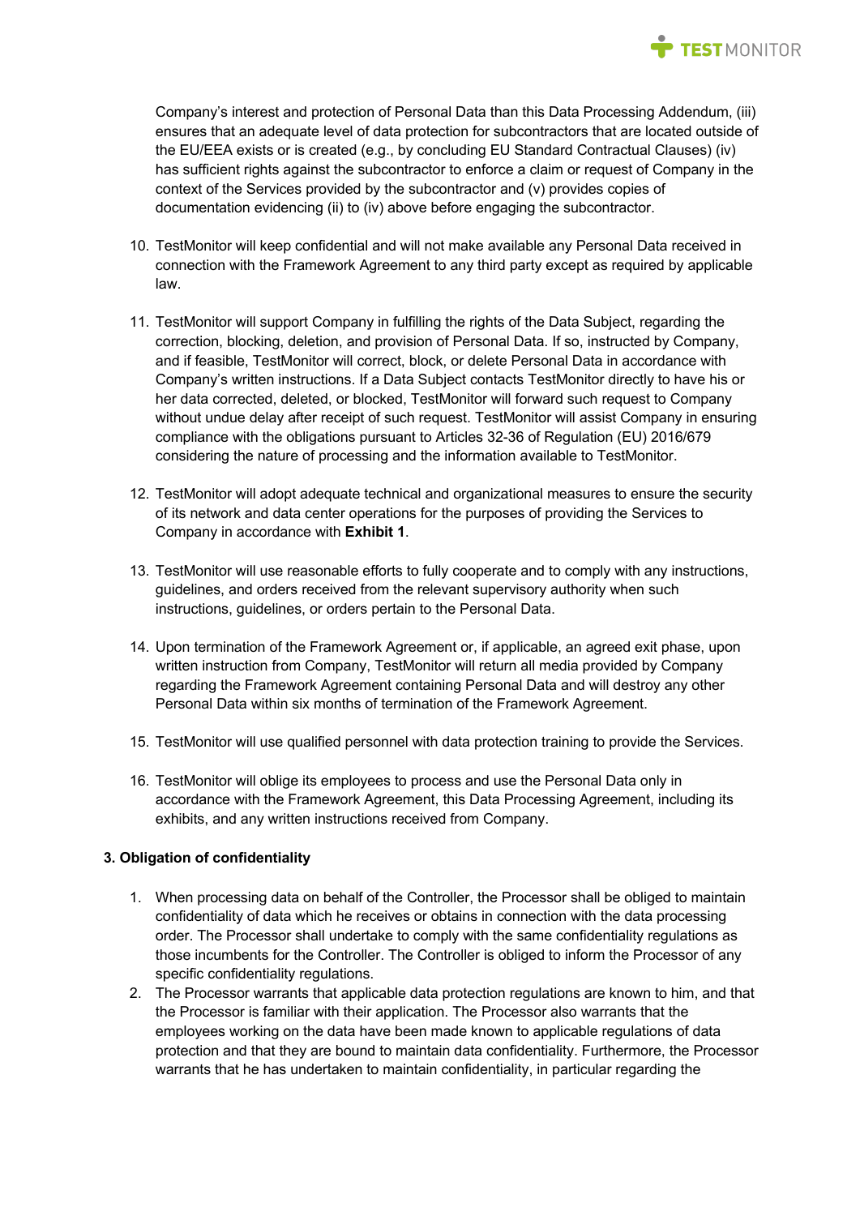Company's interest and protection of Personal Data than this Data Processing Addendum, (iii) ensures that an adequate level of data protection for subcontractors that are located outside of the EU/EEA exists or is created (e.g., by concluding EU Standard Contractual Clauses) (iv) has sufficient rights against the subcontractor to enforce a claim or request of Company in the context of the Services provided by the subcontractor and (v) provides copies of documentation evidencing (ii) to (iv) above before engaging the subcontractor.

10. TestMonitor will keep confidential and will not make available any Personal Data received in connection with the Framework Agreement to any third party except as required by applicable law.

11. TestMonitor will support Company in fulfilling the rights of the Data Subject, regarding the correction, blocking, deletion, and provision of Personal Data. If so, instructed by Company, and if feasible, TestMonitor will correct, block, or delete Personal Data in accordance with Company's written instructions. If a Data Subject contacts TestMonitor directly to have his or her data corrected, deleted, or blocked, TestMonitor will forward such request to Company without undue delay after receipt of such request. TestMonitor will assist Company in ensuring compliance with the obligations pursuant to Articles 32-36 of Regulation (EU) 2016/679 considering the nature of processing and the information available to TestMonitor.

12. TestMonitor will adopt adequate technical and organizational measures to ensure the security of its network and data center operations for the purposes of providing the Services to Company in accordance with **Exhibit 1**.

13. TestMonitor will use reasonable efforts to fully cooperate and to comply with any instructions, guidelines, and orders received from the relevant supervisory authority when such instructions, guidelines, or orders pertain to the Personal Data.

14. Upon termination of the Framework Agreement or, if applicable, an agreed exit phase, upon written instruction from Company, TestMonitor will return all media provided by Company regarding the Framework Agreement containing Personal Data and will destroy any other Personal Data within six months of termination of the Framework Agreement.

15. TestMonitor will use qualified personnel with data protection training to provide the Services.

16. TestMonitor will oblige its employees to process and use the Personal Data only in accordance with the Framework Agreement, this Data Processing Agreement, including its exhibits, and any written instructions received from Company.

**3. Obligation of confidentiality**

1. When processing data on behalf of the Controller, the Processor shall be obliged to maintain confidentiality of data which he receives or obtains in connection with the data processing order. The Processor shall undertake to comply with the same confidentiality regulations as those incumbents for the Controller. The Controller is obliged to inform the Processor of any specific confidentiality regulations.
2. The Processor warrants that applicable data protection regulations are known to him, and that the Processor is familiar with their application. The Processor also warrants that the employees working on the data have been made known to applicable regulations of data protection and that they are bound to maintain data confidentiality. Furthermore, the Processor warrants that he has undertaken to maintain confidentiality, in particular regarding the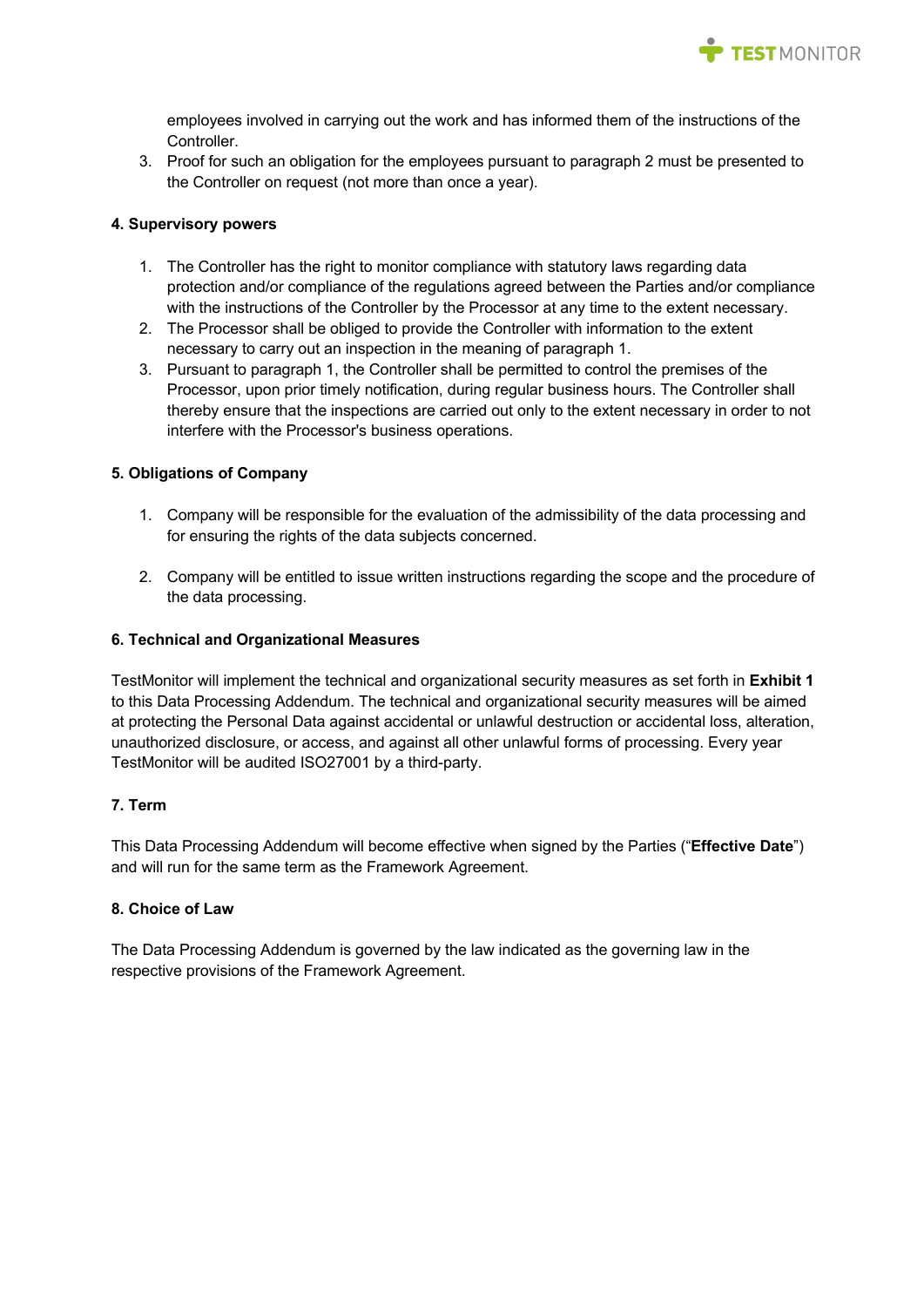employees involved in carrying out the work and has informed them of the instructions of the Controller.

3. Proof for such an obligation for the employees pursuant to paragraph 2 must be presented to the Controller on request (not more than once a year).

**4. Supervisory powers**

1. The Controller has the right to monitor compliance with statutory laws regarding data protection and/or compliance of the regulations agreed between the Parties and/or compliance with the instructions of the Controller by the Processor at any time to the extent necessary.
2. The Processor shall be obliged to provide the Controller with information to the extent necessary to carry out an inspection in the meaning of paragraph 1.
3. Pursuant to paragraph 1, the Controller shall be permitted to control the premises of the Processor, upon prior timely notification, during regular business hours. The Controller shall thereby ensure that the inspections are carried out only to the extent necessary in order to not interfere with the Processor's business operations.

**5. Obligations of Company**

1. Company will be responsible for the evaluation of the admissibility of the data processing and for ensuring the rights of the data subjects concerned.

2. Company will be entitled to issue written instructions regarding the scope and the procedure of the data processing.

**6. Technical and Organizational Measures**

TestMonitor will implement the technical and organizational security measures as set forth in **Exhibit 1** to this Data Processing Addendum. The technical and organizational security measures will be aimed at protecting the Personal Data against accidental or unlawful destruction or accidental loss, alteration, unauthorized disclosure, or access, and against all other unlawful forms of processing. Every year TestMonitor will be audited ISO27001 by a third-party.

**7. Term**

This Data Processing Addendum will become effective when signed by the Parties ("**Effective Date**") and will run for the same term as the Framework Agreement.

**8. Choice of Law**

The Data Processing Addendum is governed by the law indicated as the governing law in the respective provisions of the Framework Agreement.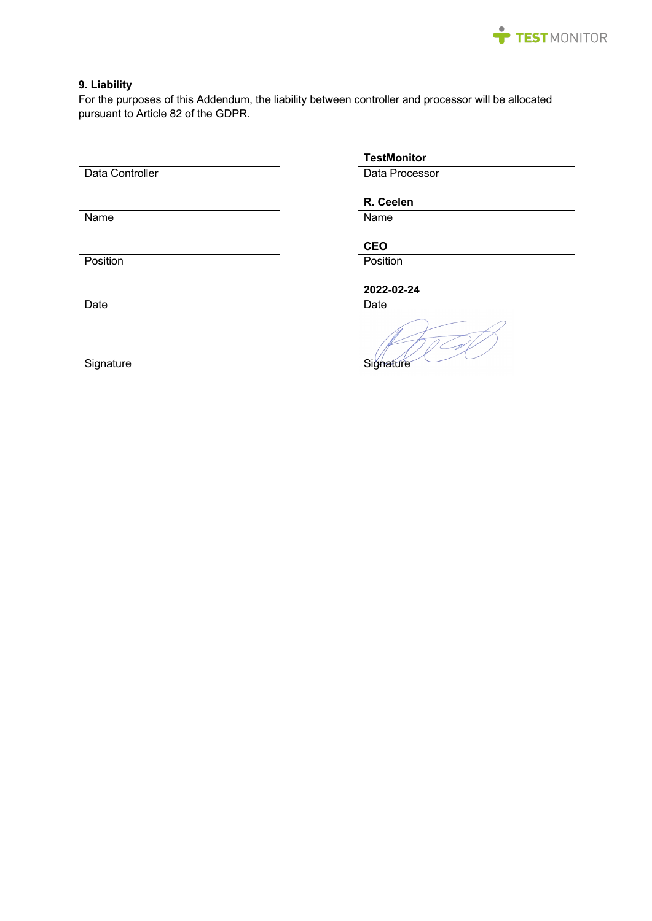### 9. Liability

For the purposes of this Addendum, the liability between controller and processor will be allocated pursuant to Article 82 of the GDPR.

| | **TestMonitor** |
|---|---|
| Data Controller | Data Processor |
| | **R. Ceelen** |
| Name | Name |
| | **CEO** |
| Position | Position |
| | **2022-02-24** |
| Date | Date |
| Signature | Signature |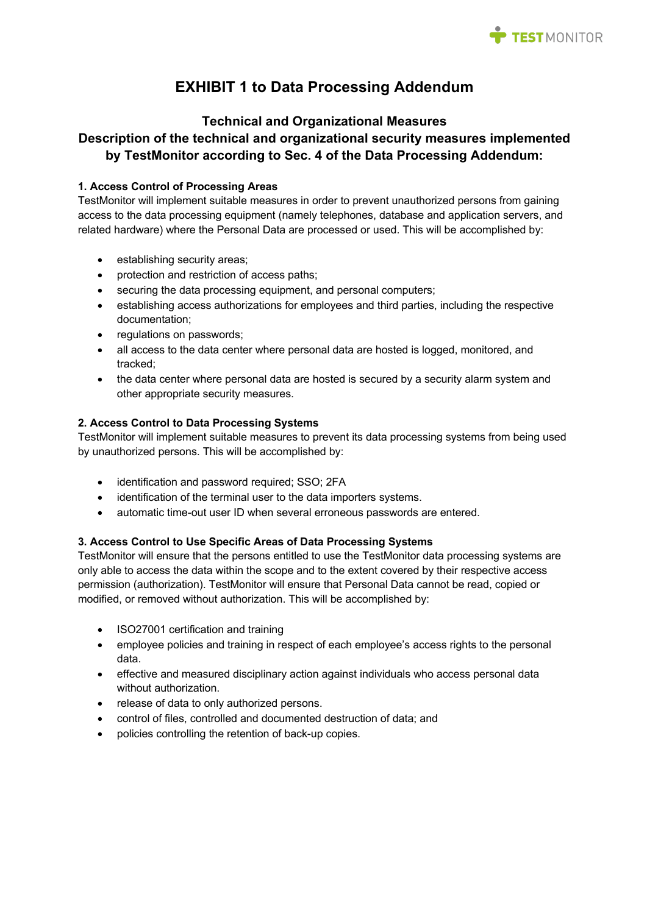# EXHIBIT 1 to Data Processing Addendum

## Technical and Organizational Measures
## Description of the technical and organizational security measures implemented by TestMonitor according to Sec. 4 of the Data Processing Addendum:

**1. Access Control of Processing Areas**
TestMonitor will implement suitable measures in order to prevent unauthorized persons from gaining access to the data processing equipment (namely telephones, database and application servers, and related hardware) where the Personal Data are processed or used. This will be accomplished by:

- establishing security areas;
- protection and restriction of access paths;
- securing the data processing equipment, and personal computers;
- establishing access authorizations for employees and third parties, including the respective documentation;
- regulations on passwords;
- all access to the data center where personal data are hosted is logged, monitored, and tracked;
- the data center where personal data are hosted is secured by a security alarm system and other appropriate security measures.

**2. Access Control to Data Processing Systems**
TestMonitor will implement suitable measures to prevent its data processing systems from being used by unauthorized persons. This will be accomplished by:

- identification and password required; SSO; 2FA
- identification of the terminal user to the data importers systems.
- automatic time-out user ID when several erroneous passwords are entered.

**3. Access Control to Use Specific Areas of Data Processing Systems**
TestMonitor will ensure that the persons entitled to use the TestMonitor data processing systems are only able to access the data within the scope and to the extent covered by their respective access permission (authorization). TestMonitor will ensure that Personal Data cannot be read, copied or modified, or removed without authorization. This will be accomplished by:

- ISO27001 certification and training
- employee policies and training in respect of each employee's access rights to the personal data.
- effective and measured disciplinary action against individuals who access personal data without authorization.
- release of data to only authorized persons.
- control of files, controlled and documented destruction of data; and
- policies controlling the retention of back-up copies.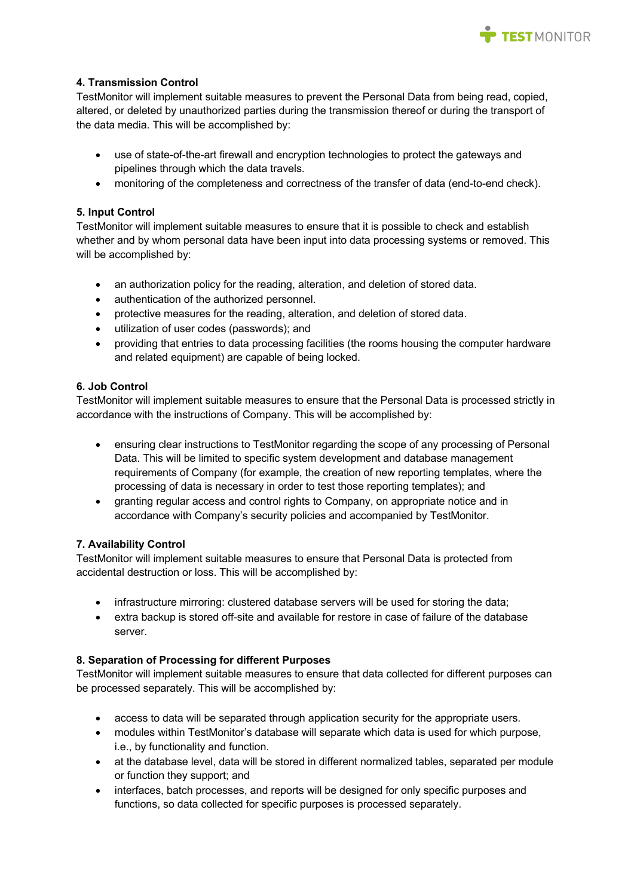**4. Transmission Control**

TestMonitor will implement suitable measures to prevent the Personal Data from being read, copied, altered, or deleted by unauthorized parties during the transmission thereof or during the transport of the data media. This will be accomplished by:

- use of state-of-the-art firewall and encryption technologies to protect the gateways and pipelines through which the data travels.
- monitoring of the completeness and correctness of the transfer of data (end-to-end check).

**5. Input Control**

TestMonitor will implement suitable measures to ensure that it is possible to check and establish whether and by whom personal data have been input into data processing systems or removed. This will be accomplished by:

- an authorization policy for the reading, alteration, and deletion of stored data.
- authentication of the authorized personnel.
- protective measures for the reading, alteration, and deletion of stored data.
- utilization of user codes (passwords); and
- providing that entries to data processing facilities (the rooms housing the computer hardware and related equipment) are capable of being locked.

**6. Job Control**

TestMonitor will implement suitable measures to ensure that the Personal Data is processed strictly in accordance with the instructions of Company. This will be accomplished by:

- ensuring clear instructions to TestMonitor regarding the scope of any processing of Personal Data. This will be limited to specific system development and database management requirements of Company (for example, the creation of new reporting templates, where the processing of data is necessary in order to test those reporting templates); and
- granting regular access and control rights to Company, on appropriate notice and in accordance with Company's security policies and accompanied by TestMonitor.

**7. Availability Control**

TestMonitor will implement suitable measures to ensure that Personal Data is protected from accidental destruction or loss. This will be accomplished by:

- infrastructure mirroring: clustered database servers will be used for storing the data;
- extra backup is stored off-site and available for restore in case of failure of the database server.

**8. Separation of Processing for different Purposes**

TestMonitor will implement suitable measures to ensure that data collected for different purposes can be processed separately. This will be accomplished by:

- access to data will be separated through application security for the appropriate users.
- modules within TestMonitor's database will separate which data is used for which purpose, i.e., by functionality and function.
- at the database level, data will be stored in different normalized tables, separated per module or function they support; and
- interfaces, batch processes, and reports will be designed for only specific purposes and functions, so data collected for specific purposes is processed separately.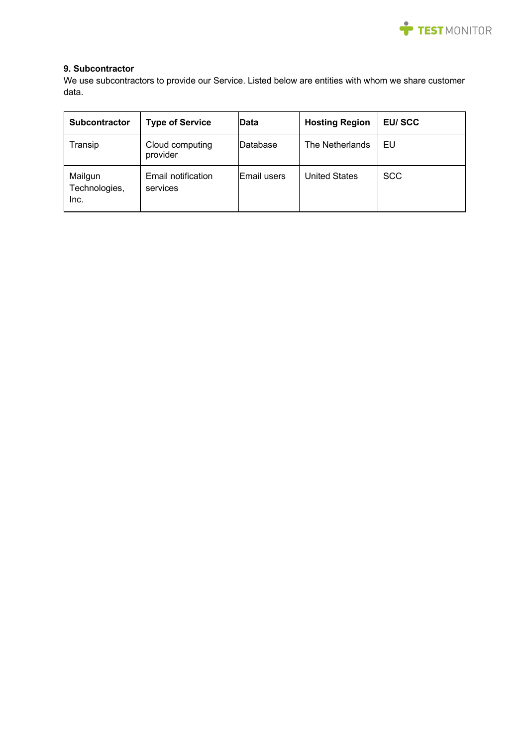### 9. Subcontractor

We use subcontractors to provide our Service. Listed below are entities with whom we share customer data.

| Subcontractor | Type of Service | Data | Hosting Region | EU/ SCC |
|---|---|---|---|---|
| Transip | Cloud computing provider | Database | The Netherlands | EU |
| Mailgun Technologies, Inc. | Email notification services | Email users | United States | SCC |